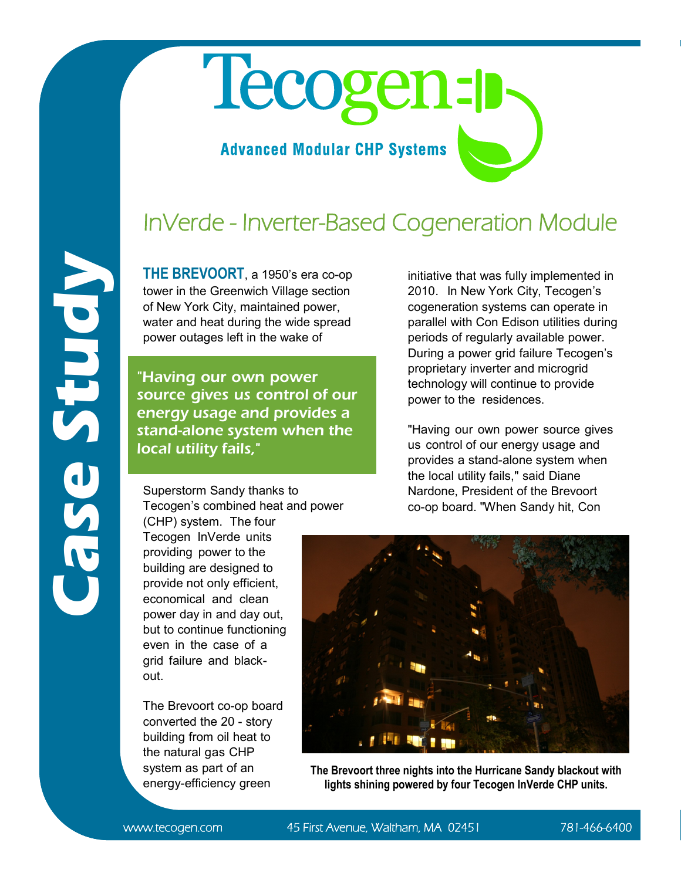# Tecogen

**Advanced Modular CHP Systems**

**Case Study**

## InVerde - Inverter-Based Cogeneration Module

**THE BREVOORT**, a 1950's era co-op tower in the Greenwich Village section of New York City, maintained power, water and heat during the wide spread power outages left in the wake of Superstorm Sandy thanks to Tecogen's combined heat and power (CHP) system. The four Tecogen InVerde units providing power to the building are designed to provide not only efficient, economical and clean power day in and day out, but to continue functioning even in the case of a grid failure and black-out.

> *"Having our own power source gives us control of our energy usage and provides a stand-alone system when the local utility fails,"*

The Brevoort co-op board converted the 20 - story building from oil heat to the natural gas CHP system as part of an energy-efficiency green initiative that was fully implemented in 2010. In New York City, Tecogen's cogeneration systems can operate in parallel with Con Edison utilities during periods of regularly available power. During a power grid failure Tecogen's proprietary inverter and microgrid technology will continue to provide power to the residences.

"Having our own power source gives us control of our energy usage and provides a stand-alone system when the local utility fails," said Diane Nardone, President of the Brevoort co-op board. "When Sandy hit, Con

**The Brevoort three nights into the Hurricane Sandy blackout with lights shining powered by four Tecogen InVerde CHP units.**

www.tecogen.com 45 First Avenue, Waltham, MA 02451 781-466-6400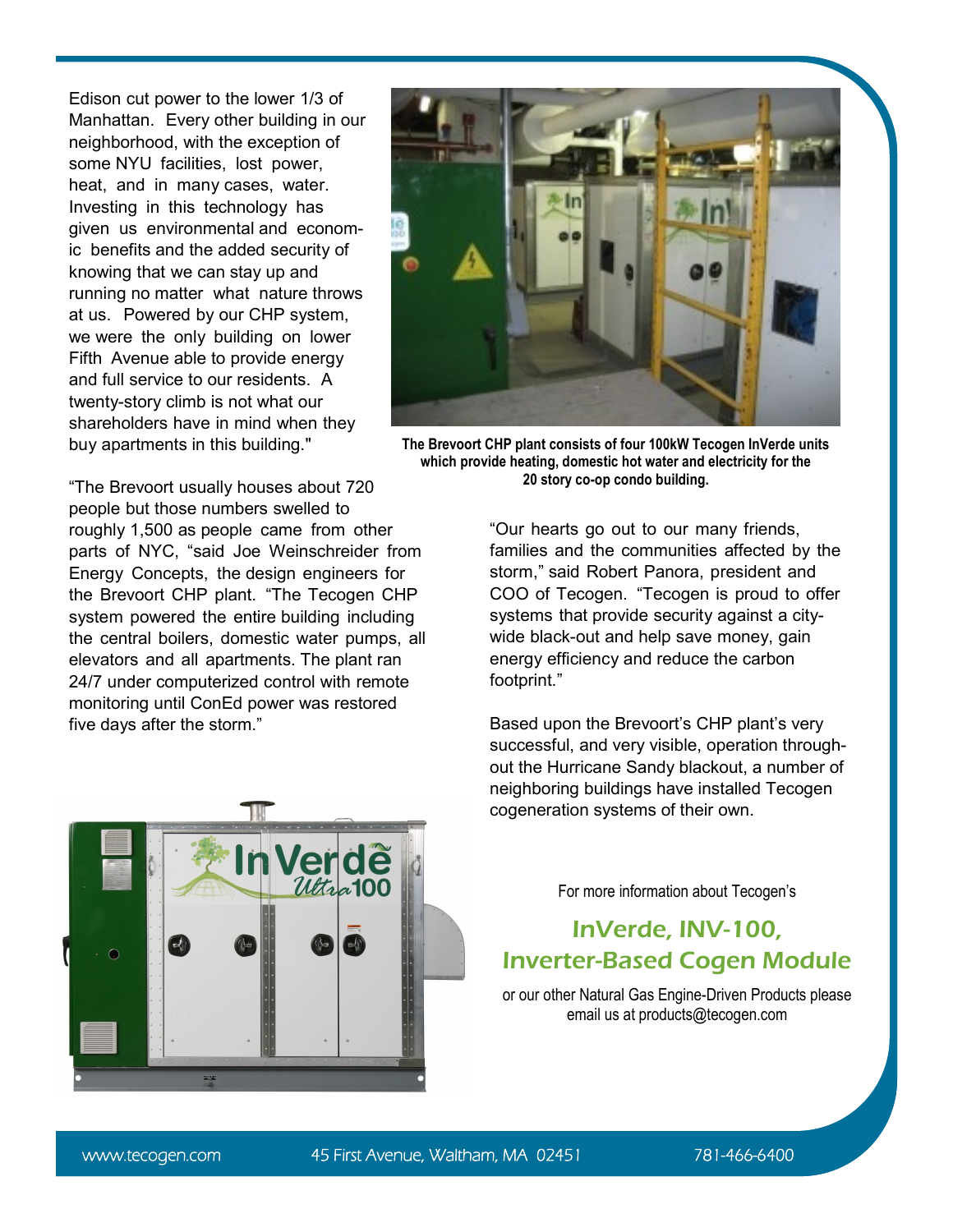Edison cut power to the lower 1/3 of Manhattan. Every other building in our neighborhood, with the exception of some NYU facilities, lost power, heat, and in many cases, water. Investing in this technology has given us environmental and economic benefits and the added security of knowing that we can stay up and running no matter what nature throws at us. Powered by our CHP system, we were the only building on lower Fifth Avenue able to provide energy and full service to our residents. A twenty-story climb is not what our shareholders have in mind when they buy apartments in this building."

**The Brevoort CHP plant consists of four 100kW Tecogen InVerde units which provide heating, domestic hot water and electricity for the 20 story co-op condo building.**

“The Brevoort usually houses about 720 people but those numbers swelled to roughly 1,500 as people came from other parts of NYC, “said Joe Weinschreider from Energy Concepts, the design engineers for the Brevoort CHP plant. “The Tecogen CHP system powered the entire building including the central boilers, domestic water pumps, all elevators and all apartments. The plant ran 24/7 under computerized control with remote monitoring until ConEd power was restored five days after the storm.”

“Our hearts go out to our many friends, families and the communities affected by the storm,” said Robert Panora, president and COO of Tecogen. “Tecogen is proud to offer systems that provide security against a city-wide black-out and help save money, gain energy efficiency and reduce the carbon footprint.”

Based upon the Brevoort’s CHP plant’s very successful, and very visible, operation throughout the Hurricane Sandy blackout, a number of neighboring buildings have installed Tecogen cogeneration systems of their own.

For more information about Tecogen’s

## InVerde, INV-100, Inverter-Based Cogen Module

or our other Natural Gas Engine-Driven Products please email us at products@tecogen.com

www.tecogen.com 45 First Avenue, Waltham, MA 02451 781-466-6400